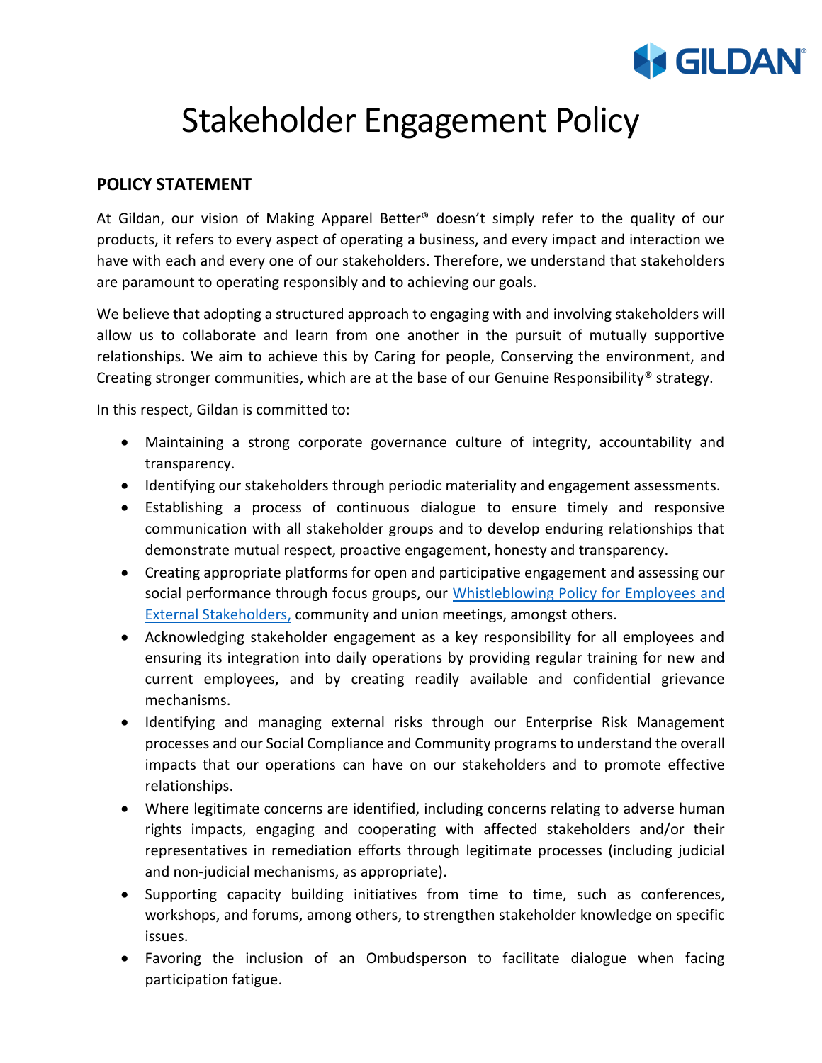# Stakeholder Engagement Policy

## POLICY STATEMENT

At Gildan, our vision of Making Apparel Better® doesn't simply refer to the quality of our products, it refers to every aspect of operating a business, and every impact and interaction we have with each and every one of our stakeholders. Therefore, we understand that stakeholders are paramount to operating responsibly and to achieving our goals.

We believe that adopting a structured approach to engaging with and involving stakeholders will allow us to collaborate and learn from one another in the pursuit of mutually supportive relationships. We aim to achieve this by Caring for people, Conserving the environment, and Creating stronger communities, which are at the base of our Genuine Responsibility® strategy.

In this respect, Gildan is committed to:

- Maintaining a strong corporate governance culture of integrity, accountability and transparency.
- Identifying our stakeholders through periodic materiality and engagement assessments.
- Establishing a process of continuous dialogue to ensure timely and responsive communication with all stakeholder groups and to develop enduring relationships that demonstrate mutual respect, proactive engagement, honesty and transparency.
- Creating appropriate platforms for open and participative engagement and assessing our social performance through focus groups, our Whistleblowing Policy for Employees and External Stakeholders, community and union meetings, amongst others.
- Acknowledging stakeholder engagement as a key responsibility for all employees and ensuring its integration into daily operations by providing regular training for new and current employees, and by creating readily available and confidential grievance mechanisms.
- Identifying and managing external risks through our Enterprise Risk Management processes and our Social Compliance and Community programs to understand the overall impacts that our operations can have on our stakeholders and to promote effective relationships.
- Where legitimate concerns are identified, including concerns relating to adverse human rights impacts, engaging and cooperating with affected stakeholders and/or their representatives in remediation efforts through legitimate processes (including judicial and non-judicial mechanisms, as appropriate).
- Supporting capacity building initiatives from time to time, such as conferences, workshops, and forums, among others, to strengthen stakeholder knowledge on specific issues.
- Favoring the inclusion of an Ombudsperson to facilitate dialogue when facing participation fatigue.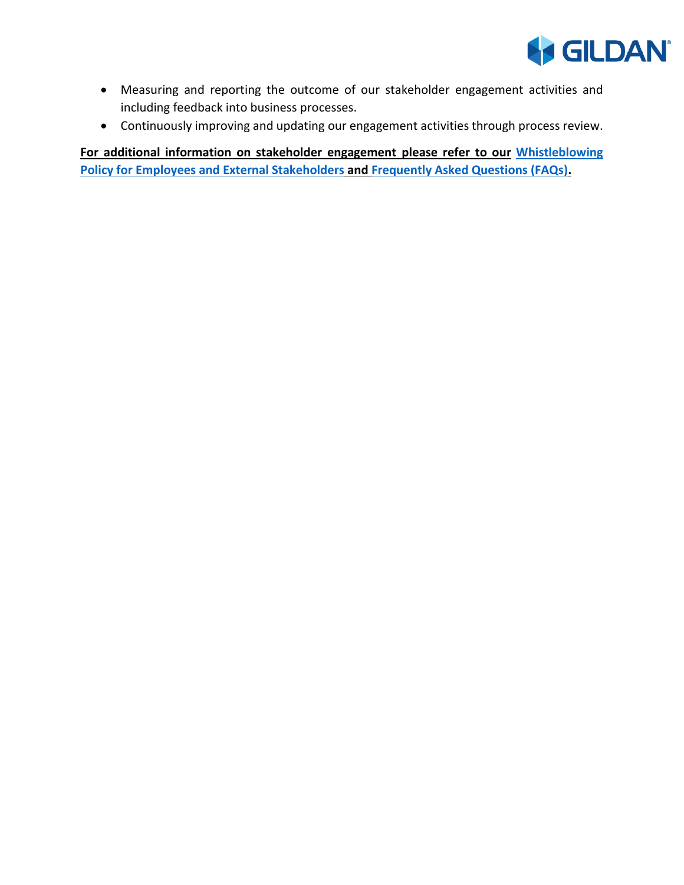- Measuring and reporting the outcome of our stakeholder engagement activities and including feedback into business processes.
- Continuously improving and updating our engagement activities through process review.

**For additional information on stakeholder engagement please refer to our Whistleblowing Policy for Employees and External Stakeholders and Frequently Asked Questions (FAQs).**